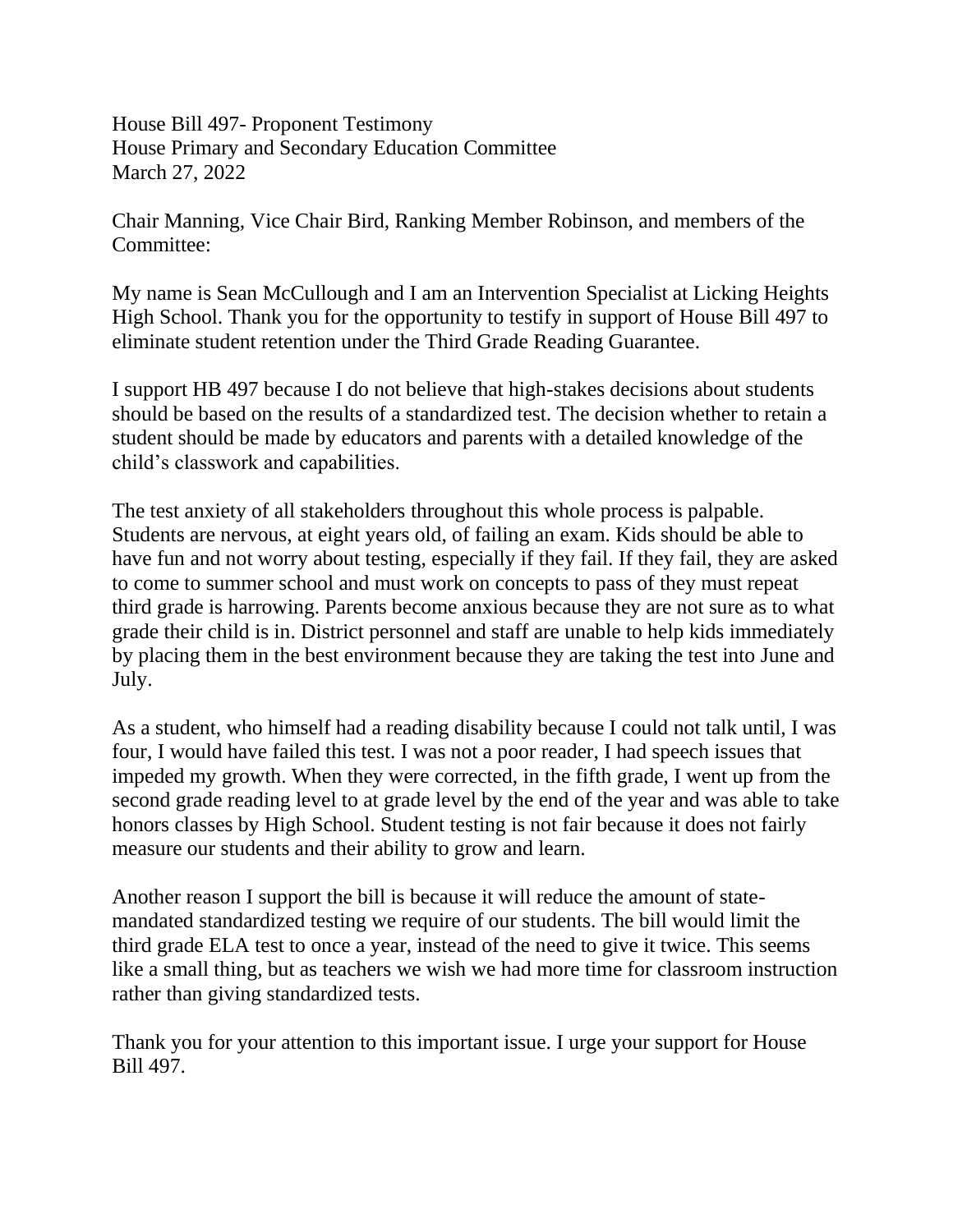House Bill 497- Proponent Testimony
House Primary and Secondary Education Committee
March 27, 2022

Chair Manning, Vice Chair Bird, Ranking Member Robinson, and members of the Committee:

My name is Sean McCullough and I am an Intervention Specialist at Licking Heights High School. Thank you for the opportunity to testify in support of House Bill 497 to eliminate student retention under the Third Grade Reading Guarantee.

I support HB 497 because I do not believe that high-stakes decisions about students should be based on the results of a standardized test. The decision whether to retain a student should be made by educators and parents with a detailed knowledge of the child's classwork and capabilities.

The test anxiety of all stakeholders throughout this whole process is palpable. Students are nervous, at eight years old, of failing an exam. Kids should be able to have fun and not worry about testing, especially if they fail. If they fail, they are asked to come to summer school and must work on concepts to pass of they must repeat third grade is harrowing. Parents become anxious because they are not sure as to what grade their child is in. District personnel and staff are unable to help kids immediately by placing them in the best environment because they are taking the test into June and July.

As a student, who himself had a reading disability because I could not talk until, I was four, I would have failed this test. I was not a poor reader, I had speech issues that impeded my growth. When they were corrected, in the fifth grade, I went up from the second grade reading level to at grade level by the end of the year and was able to take honors classes by High School. Student testing is not fair because it does not fairly measure our students and their ability to grow and learn.

Another reason I support the bill is because it will reduce the amount of state-mandated standardized testing we require of our students. The bill would limit the third grade ELA test to once a year, instead of the need to give it twice. This seems like a small thing, but as teachers we wish we had more time for classroom instruction rather than giving standardized tests.

Thank you for your attention to this important issue. I urge your support for House Bill 497.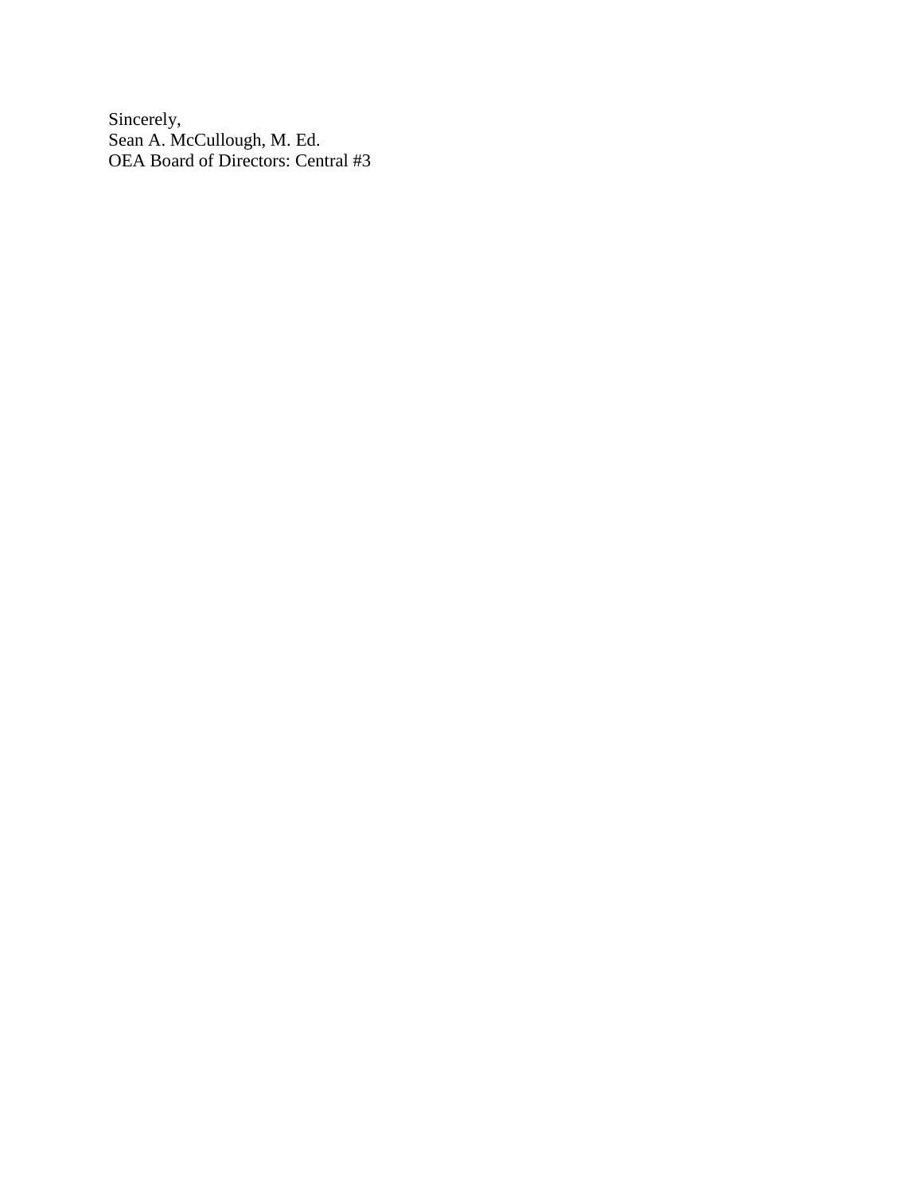Sincerely,
Sean A. McCullough, M. Ed.
OEA Board of Directors: Central #3